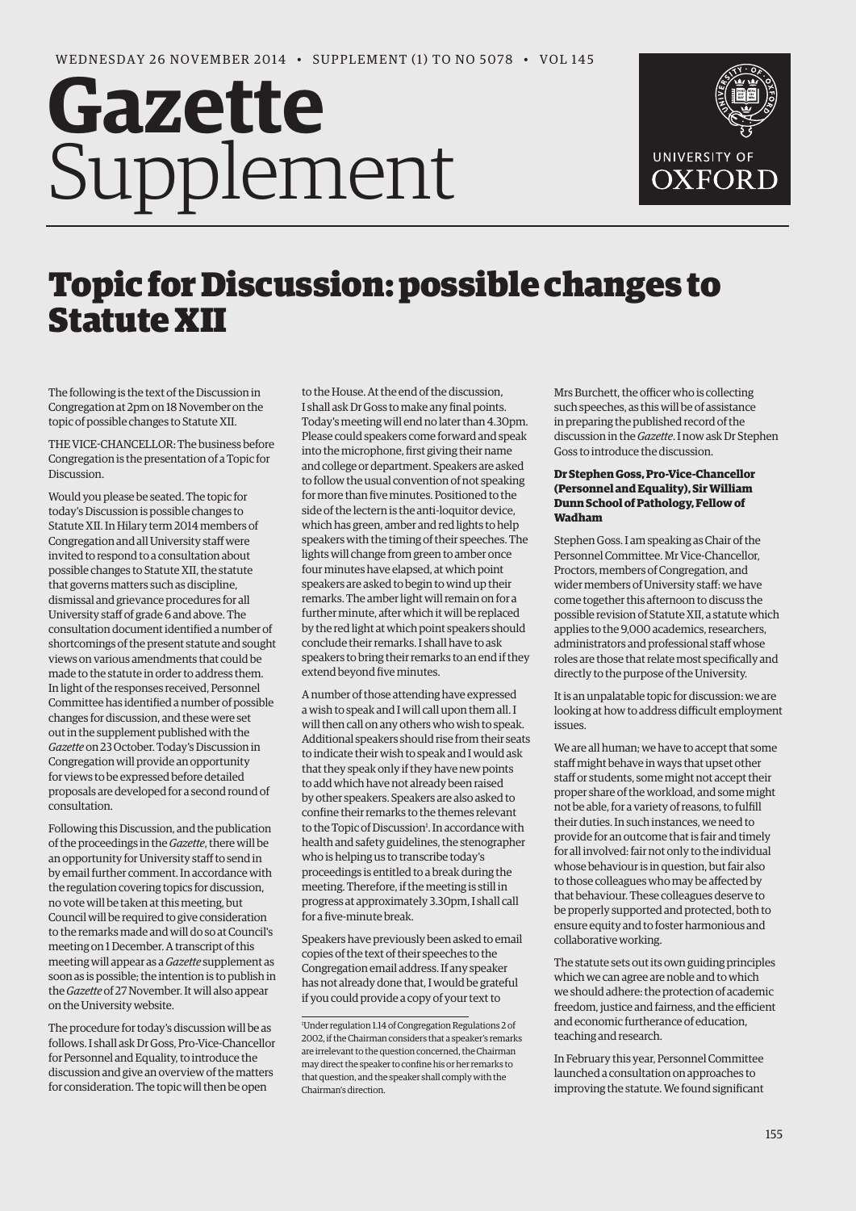WEDNESDAY 26 NOVEMBER 2014 • SUPPLEMENT (1) TO NO 5078 • VOL 145

# Gazette Supplement

# Topic for Discussion: possible changes to Statute XII

The following is the text of the Discussion in Congregation at 2pm on 18 November on the topic of possible changes to Statute XII.

THE VICE-CHANCELLOR: The business before Congregation is the presentation of a Topic for Discussion.

Would you please be seated. The topic for today's Discussion is possible changes to Statute XII. In Hilary term 2014 members of Congregation and all University staff were invited to respond to a consultation about possible changes to Statute XII, the statute that governs matters such as discipline, dismissal and grievance procedures for all University staff of grade 6 and above. The consultation document identified a number of shortcomings of the present statute and sought views on various amendments that could be made to the statute in order to address them. In light of the responses received, Personnel Committee has identified a number of possible changes for discussion, and these were set out in the supplement published with the *Gazette* on 23 October. Today's Discussion in Congregation will provide an opportunity for views to be expressed before detailed proposals are developed for a second round of consultation.

Following this Discussion, and the publication of the proceedings in the *Gazette*, there will be an opportunity for University staff to send in by email further comment. In accordance with the regulation covering topics for discussion, no vote will be taken at this meeting, but Council will be required to give consideration to the remarks made and will do so at Council's meeting on 1 December. A transcript of this meeting will appear as a *Gazette* supplement as soon as is possible; the intention is to publish in the *Gazette* of 27 November. It will also appear on the University website.

The procedure for today's discussion will be as follows. I shall ask Dr Goss, Pro-Vice-Chancellor for Personnel and Equality, to introduce the discussion and give an overview of the matters for consideration. The topic will then be open to the House. At the end of the discussion, I shall ask Dr Goss to make any final points. Today's meeting will end no later than 4.30pm. Please could speakers come forward and speak into the microphone, first giving their name and college or department. Speakers are asked to follow the usual convention of not speaking for more than five minutes. Positioned to the side of the lectern is the anti-loquitor device, which has green, amber and red lights to help speakers with the timing of their speeches. The lights will change from green to amber once four minutes have elapsed, at which point speakers are asked to begin to wind up their remarks. The amber light will remain on for a further minute, after which it will be replaced by the red light at which point speakers should conclude their remarks. I shall have to ask speakers to bring their remarks to an end if they extend beyond five minutes.

A number of those attending have expressed a wish to speak and I will call upon them all. I will then call on any others who wish to speak. Additional speakers should rise from their seats to indicate their wish to speak and I would ask that they speak only if they have new points to add which have not already been raised by other speakers. Speakers are also asked to confine their remarks to the themes relevant to the Topic of Discussion[1]. In accordance with health and safety guidelines, the stenographer who is helping us to transcribe today's proceedings is entitled to a break during the meeting. Therefore, if the meeting is still in progress at approximately 3.30pm, I shall call for a five-minute break.

Speakers have previously been asked to email copies of the text of their speeches to the Congregation email address. If any speaker has not already done that, I would be grateful if you could provide a copy of your text to Mrs Burchett, the officer who is collecting such speeches, as this will be of assistance in preparing the published record of the discussion in the *Gazette*. I now ask Dr Stephen Goss to introduce the discussion.

**Dr Stephen Goss, Pro-Vice-Chancellor (Personnel and Equality), Sir William Dunn School of Pathology, Fellow of Wadham**

Stephen Goss. I am speaking as Chair of the Personnel Committee. Mr Vice-Chancellor, Proctors, members of Congregation, and wider members of University staff: we have come together this afternoon to discuss the possible revision of Statute XII, a statute which applies to the 9,000 academics, researchers, administrators and professional staff whose roles are those that relate most specifically and directly to the purpose of the University.

It is an unpalatable topic for discussion: we are looking at how to address difficult employment issues.

We are all human; we have to accept that some staff might behave in ways that upset other staff or students, some might not accept their proper share of the workload, and some might not be able, for a variety of reasons, to fulfill their duties. In such instances, we need to provide for an outcome that is fair and timely for all involved: fair not only to the individual whose behaviour is in question, but fair also to those colleagues who may be affected by that behaviour. These colleagues deserve to be properly supported and protected, both to ensure equity and to foster harmonious and collaborative working.

The statute sets out its own guiding principles which we can agree are noble and to which we should adhere: the protection of academic freedom, justice and fairness, and the efficient and economic furtherance of education, teaching and research.

In February this year, Personnel Committee launched a consultation on approaches to improving the statute. We found significant

[1] Under regulation 1.14 of Congregation Regulations 2 of 2002, if the Chairman considers that a speaker's remarks are irrelevant to the question concerned, the Chairman may direct the speaker to confine his or her remarks to that question, and the speaker shall comply with the Chairman's direction.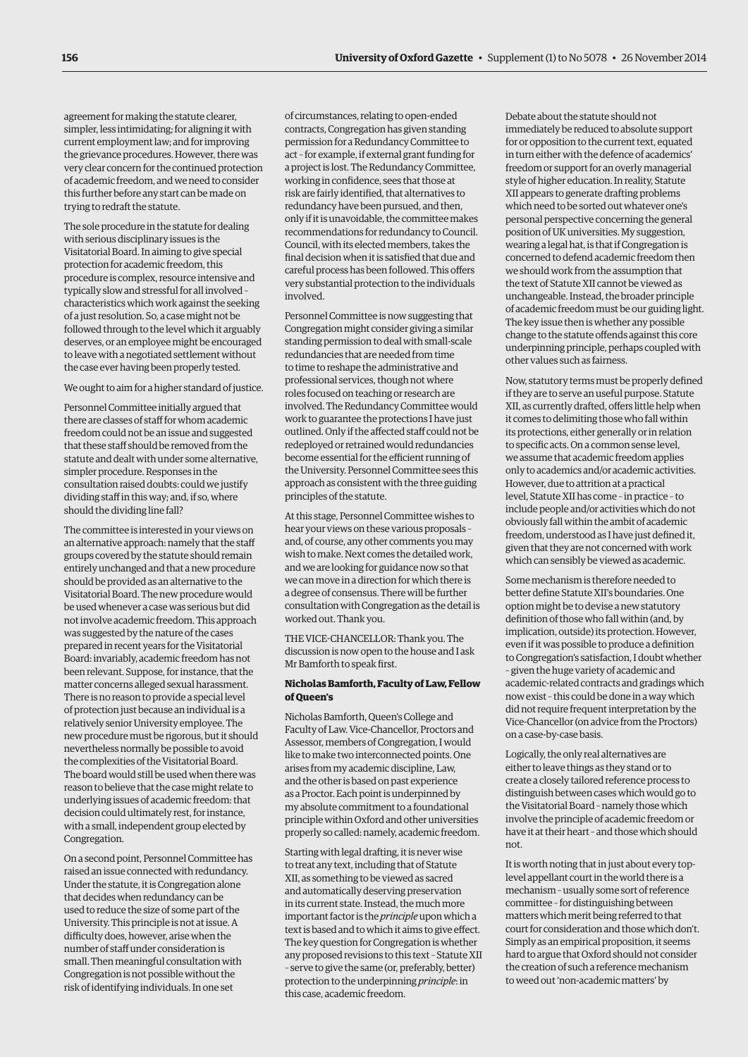agreement for making the statute clearer, simpler, less intimidating; for aligning it with current employment law; and for improving the grievance procedures. However, there was very clear concern for the continued protection of academic freedom, and we need to consider this further before any start can be made on trying to redraft the statute.

The sole procedure in the statute for dealing with serious disciplinary issues is the Visitatorial Board. In aiming to give special protection for academic freedom, this procedure is complex, resource intensive and typically slow and stressful for all involved – characteristics which work against the seeking of a just resolution. So, a case might not be followed through to the level which it arguably deserves, or an employee might be encouraged to leave with a negotiated settlement without the case ever having been properly tested.

We ought to aim for a higher standard of justice.

Personnel Committee initially argued that there are classes of staff for whom academic freedom could not be an issue and suggested that these staff should be removed from the statute and dealt with under some alternative, simpler procedure. Responses in the consultation raised doubts: could we justify dividing staff in this way; and, if so, where should the dividing line fall?

The committee is interested in your views on an alternative approach: namely that the staff groups covered by the statute should remain entirely unchanged and that a new procedure should be provided as an alternative to the Visitatorial Board. The new procedure would be used whenever a case was serious but did not involve academic freedom. This approach was suggested by the nature of the cases prepared in recent years for the Visitatorial Board: invariably, academic freedom has not been relevant. Suppose, for instance, that the matter concerns alleged sexual harassment. There is no reason to provide a special level of protection just because an individual is a relatively senior University employee. The new procedure must be rigorous, but it should nevertheless normally be possible to avoid the complexities of the Visitatorial Board. The board would still be used when there was reason to believe that the case might relate to underlying issues of academic freedom: that decision could ultimately rest, for instance, with a small, independent group elected by Congregation.

On a second point, Personnel Committee has raised an issue connected with redundancy. Under the statute, it is Congregation alone that decides when redundancy can be used to reduce the size of some part of the University. This principle is not at issue. A difficulty does, however, arise when the number of staff under consideration is small. Then meaningful consultation with Congregation is not possible without the risk of identifying individuals. In one set of circumstances, relating to open-ended contracts, Congregation has given standing permission for a Redundancy Committee to act – for example, if external grant funding for a project is lost. The Redundancy Committee, working in confidence, sees that those at risk are fairly identified, that alternatives to redundancy have been pursued, and then, only if it is unavoidable, the committee makes recommendations for redundancy to Council. Council, with its elected members, takes the final decision when it is satisfied that due and careful process has been followed. This offers very substantial protection to the individuals involved.

Personnel Committee is now suggesting that Congregation might consider giving a similar standing permission to deal with small-scale redundancies that are needed from time to time to reshape the administrative and professional services, though not where roles focused on teaching or research are involved. The Redundancy Committee would work to guarantee the protections I have just outlined. Only if the affected staff could not be redeployed or retrained would redundancies become essential for the efficient running of the University. Personnel Committee sees this approach as consistent with the three guiding principles of the statute.

At this stage, Personnel Committee wishes to hear your views on these various proposals – and, of course, any other comments you may wish to make. Next comes the detailed work, and we are looking for guidance now so that we can move in a direction for which there is a degree of consensus. There will be further consultation with Congregation as the detail is worked out. Thank you.

THE VICE-CHANCELLOR: Thank you. The discussion is now open to the house and I ask Mr Bamforth to speak first.

**Nicholas Bamforth, Faculty of Law, Fellow of Queen's**

Nicholas Bamforth, Queen's College and Faculty of Law. Vice-Chancellor, Proctors and Assessor, members of Congregation, I would like to make two interconnected points. One arises from my academic discipline, Law, and the other is based on past experience as a Proctor. Each point is underpinned by my absolute commitment to a foundational principle within Oxford and other universities properly so called: namely, academic freedom.

Starting with legal drafting, it is never wise to treat any text, including that of Statute XII, as something to be viewed as sacred and automatically deserving preservation in its current state. Instead, the much more important factor is the *principle* upon which a text is based and to which it aims to give effect. The key question for Congregation is whether any proposed revisions to this text – Statute XII – serve to give the same (or, preferably, better) protection to the underpinning *principle*: in this case, academic freedom.

Debate about the statute should not immediately be reduced to absolute support for or opposition to the current text, equated in turn either with the defence of academics' freedom or support for an overly managerial style of higher education. In reality, Statute XII appears to generate drafting problems which need to be sorted out whatever one's personal perspective concerning the general position of UK universities. My suggestion, wearing a legal hat, is that if Congregation is concerned to defend academic freedom then we should work from the assumption that the text of Statute XII cannot be viewed as unchangeable. Instead, the broader principle of academic freedom must be our guiding light. The key issue then is whether any possible change to the statute offends against this core underpinning principle, perhaps coupled with other values such as fairness.

Now, statutory terms must be properly defined if they are to serve an useful purpose. Statute XII, as currently drafted, offers little help when it comes to delimiting those who fall within its protections, either generally or in relation to specific acts. On a common sense level, we assume that academic freedom applies only to academics and/or academic activities. However, due to attrition at a practical level, Statute XII has come – in practice – to include people and/or activities which do not obviously fall within the ambit of academic freedom, understood as I have just defined it, given that they are not concerned with work which can sensibly be viewed as academic.

Some mechanism is therefore needed to better define Statute XII's boundaries. One option might be to devise a new statutory definition of those who fall within (and, by implication, outside) its protection. However, even if it was possible to produce a definition to Congregation's satisfaction, I doubt whether – given the huge variety of academic and academic-related contracts and gradings which now exist – this could be done in a way which did not require frequent interpretation by the Vice-Chancellor (on advice from the Proctors) on a case-by-case basis.

Logically, the only real alternatives are either to leave things as they stand or to create a closely tailored reference process to distinguish between cases which would go to the Visitatorial Board – namely those which involve the principle of academic freedom or have it at their heart – and those which should not.

It is worth noting that in just about every top-level appellant court in the world there is a mechanism – usually some sort of reference committee – for distinguishing between matters which merit being referred to that court for consideration and those which don't. Simply as an empirical proposition, it seems hard to argue that Oxford should not consider the creation of such a reference mechanism to weed out 'non-academic matters' by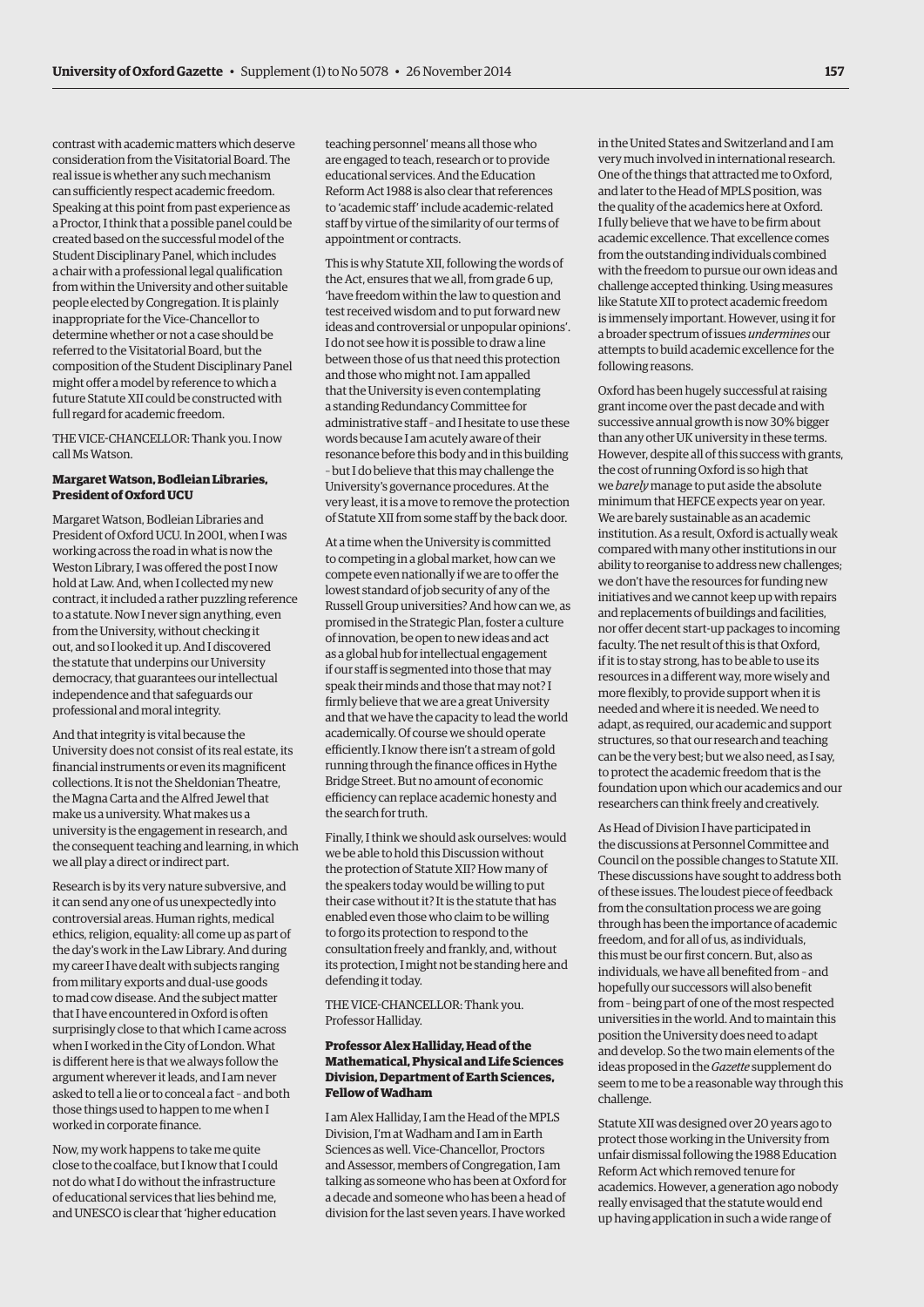contrast with academic matters which deserve consideration from the Visitatorial Board. The real issue is whether any such mechanism can sufficiently respect academic freedom. Speaking at this point from past experience as a Proctor, I think that a possible panel could be created based on the successful model of the Student Disciplinary Panel, which includes a chair with a professional legal qualification from within the University and other suitable people elected by Congregation. It is plainly inappropriate for the Vice-Chancellor to determine whether or not a case should be referred to the Visitatorial Board, but the composition of the Student Disciplinary Panel might offer a model by reference to which a future Statute XII could be constructed with full regard for academic freedom.

THE VICE-CHANCELLOR: Thank you. I now call Ms Watson.

**Margaret Watson, Bodleian Libraries, President of Oxford UCU**

Margaret Watson, Bodleian Libraries and President of Oxford UCU. In 2001, when I was working across the road in what is now the Weston Library, I was offered the post I now hold at Law. And, when I collected my new contract, it included a rather puzzling reference to a statute. Now I never sign anything, even from the University, without checking it out, and so I looked it up. And I discovered the statute that underpins our University democracy, that guarantees our intellectual independence and that safeguards our professional and moral integrity.

And that integrity is vital because the University does not consist of its real estate, its financial instruments or even its magnificent collections. It is not the Sheldonian Theatre, the Magna Carta and the Alfred Jewel that make us a university. What makes us a university is the engagement in research, and the consequent teaching and learning, in which we all play a direct or indirect part.

Research is by its very nature subversive, and it can send any one of us unexpectedly into controversial areas. Human rights, medical ethics, religion, equality: all come up as part of the day's work in the Law Library. And during my career I have dealt with subjects ranging from military exports and dual-use goods to mad cow disease. And the subject matter that I have encountered in Oxford is often surprisingly close to that which I came across when I worked in the City of London. What is different here is that we always follow the argument wherever it leads, and I am never asked to tell a lie or to conceal a fact – and both those things used to happen to me when I worked in corporate finance.

Now, my work happens to take me quite close to the coalface, but I know that I could not do what I do without the infrastructure of educational services that lies behind me, and UNESCO is clear that 'higher education teaching personnel' means all those who are engaged to teach, research or to provide educational services. And the Education Reform Act 1988 is also clear that references to 'academic staff' include academic-related staff by virtue of the similarity of our terms of appointment or contracts.

This is why Statute XII, following the words of the Act, ensures that we all, from grade 6 up, 'have freedom within the law to question and test received wisdom and to put forward new ideas and controversial or unpopular opinions'. I do not see how it is possible to draw a line between those of us that need this protection and those who might not. I am appalled that the University is even contemplating a standing Redundancy Committee for administrative staff – and I hesitate to use these words because I am acutely aware of their resonance before this body and in this building – but I do believe that this may challenge the University's governance procedures. At the very least, it is a move to remove the protection of Statute XII from some staff by the back door.

At a time when the University is committed to competing in a global market, how can we compete even nationally if we are to offer the lowest standard of job security of any of the Russell Group universities? And how can we, as promised in the Strategic Plan, foster a culture of innovation, be open to new ideas and act as a global hub for intellectual engagement if our staff is segmented into those that may speak their minds and those that may not? I firmly believe that we are a great University and that we have the capacity to lead the world academically. Of course we should operate efficiently. I know there isn't a stream of gold running through the finance offices in Hythe Bridge Street. But no amount of economic efficiency can replace academic honesty and the search for truth.

Finally, I think we should ask ourselves: would we be able to hold this Discussion without the protection of Statute XII? How many of the speakers today would be willing to put their case without it? It is the statute that has enabled even those who claim to be willing to forgo its protection to respond to the consultation freely and frankly, and, without its protection, I might not be standing here and defending it today.

THE VICE-CHANCELLOR: Thank you. Professor Halliday.

**Professor Alex Halliday, Head of the Mathematical, Physical and Life Sciences Division, Department of Earth Sciences, Fellow of Wadham**

I am Alex Halliday, I am the Head of the MPLS Division, I'm at Wadham and I am in Earth Sciences as well. Vice-Chancellor, Proctors and Assessor, members of Congregation, I am talking as someone who has been at Oxford for a decade and someone who has been a head of division for the last seven years. I have worked in the United States and Switzerland and I am very much involved in international research. One of the things that attracted me to Oxford, and later to the Head of MPLS position, was the quality of the academics here at Oxford. I fully believe that we have to be firm about academic excellence. That excellence comes from the outstanding individuals combined with the freedom to pursue our own ideas and challenge accepted thinking. Using measures like Statute XII to protect academic freedom is immensely important. However, using it for a broader spectrum of issues *undermines* our attempts to build academic excellence for the following reasons.

Oxford has been hugely successful at raising grant income over the past decade and with successive annual growth is now 30% bigger than any other UK university in these terms. However, despite all of this success with grants, the cost of running Oxford is so high that we *barely* manage to put aside the absolute minimum that HEFCE expects year on year. We are barely sustainable as an academic institution. As a result, Oxford is actually weak compared with many other institutions in our ability to reorganise to address new challenges; we don't have the resources for funding new initiatives and we cannot keep up with repairs and replacements of buildings and facilities, nor offer decent start-up packages to incoming faculty. The net result of this is that Oxford, if it is to stay strong, has to be able to use its resources in a different way, more wisely and more flexibly, to provide support when it is needed and where it is needed. We need to adapt, as required, our academic and support structures, so that our research and teaching can be the very best; but we also need, as I say, to protect the academic freedom that is the foundation upon which our academics and our researchers can think freely and creatively.

As Head of Division I have participated in the discussions at Personnel Committee and Council on the possible changes to Statute XII. These discussions have sought to address both of these issues. The loudest piece of feedback from the consultation process we are going through has been the importance of academic freedom, and for all of us, as individuals, this must be our first concern. But, also as individuals, we have all benefited from – and hopefully our successors will also benefit from – being part of one of the most respected universities in the world. And to maintain this position the University does need to adapt and develop. So the two main elements of the ideas proposed in the *Gazette* supplement do seem to me to be a reasonable way through this challenge.

Statute XII was designed over 20 years ago to protect those working in the University from unfair dismissal following the 1988 Education Reform Act which removed tenure for academics. However, a generation ago nobody really envisaged that the statute would end up having application in such a wide range of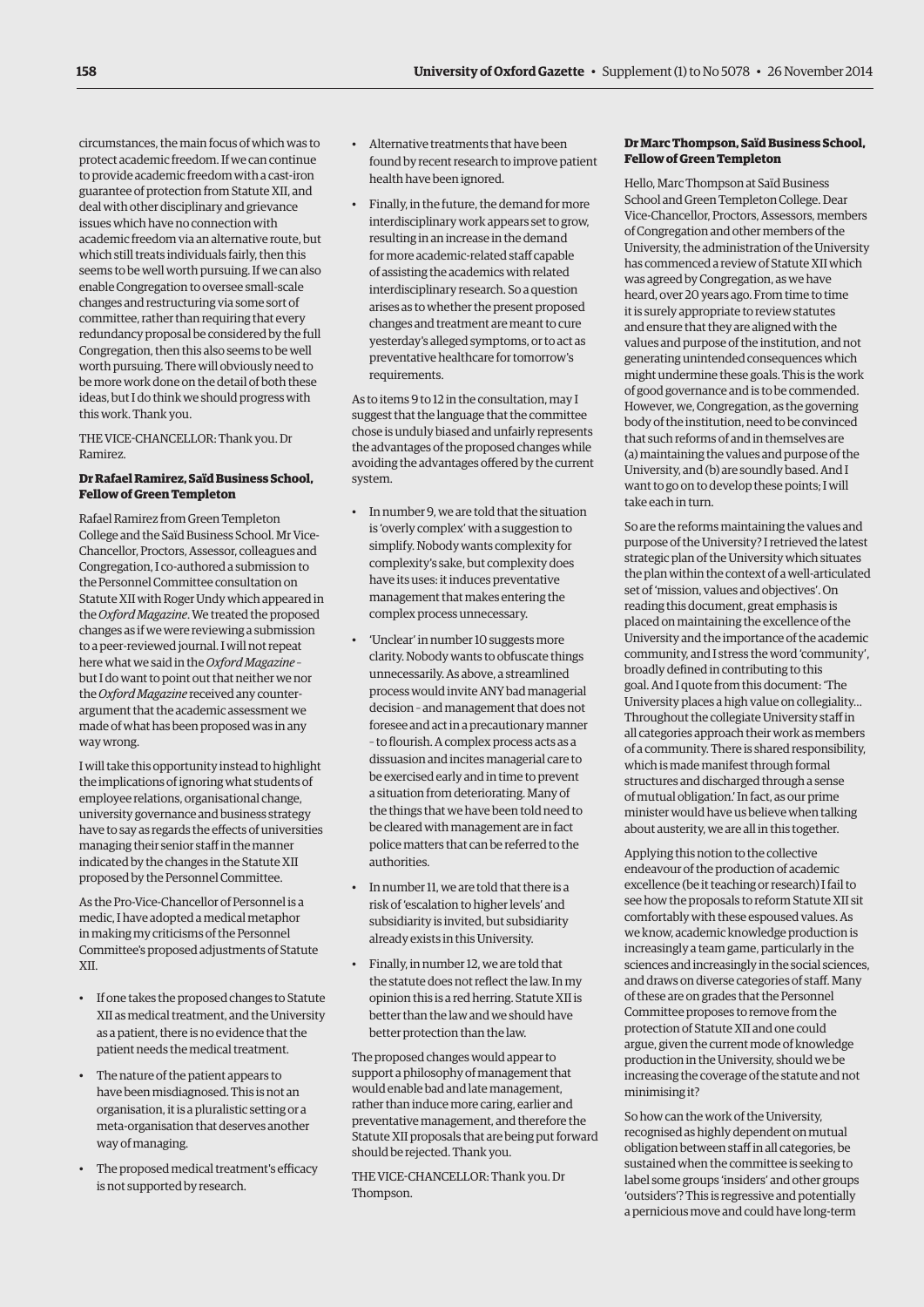circumstances, the main focus of which was to protect academic freedom. If we can continue to provide academic freedom with a cast-iron guarantee of protection from Statute XII, and deal with other disciplinary and grievance issues which have no connection with academic freedom via an alternative route, but which still treats individuals fairly, then this seems to be well worth pursuing. If we can also enable Congregation to oversee small-scale changes and restructuring via some sort of committee, rather than requiring that every redundancy proposal be considered by the full Congregation, then this also seems to be well worth pursuing. There will obviously need to be more work done on the detail of both these ideas, but I do think we should progress with this work. Thank you.

THE VICE-CHANCELLOR: Thank you. Dr Ramirez.

**Dr Rafael Ramirez, Saïd Business School, Fellow of Green Templeton**

Rafael Ramirez from Green Templeton College and the Saïd Business School. Mr Vice-Chancellor, Proctors, Assessor, colleagues and Congregation, I co-authored a submission to the Personnel Committee consultation on Statute XII with Roger Undy which appeared in the *Oxford Magazine*. We treated the proposed changes as if we were reviewing a submission to a peer-reviewed journal. I will not repeat here what we said in the *Oxford Magazine* – but I do want to point out that neither we nor the *Oxford Magazine* received any counter-argument that the academic assessment we made of what has been proposed was in any way wrong.

I will take this opportunity instead to highlight the implications of ignoring what students of employee relations, organisational change, university governance and business strategy have to say as regards the effects of universities managing their senior staff in the manner indicated by the changes in the Statute XII proposed by the Personnel Committee.

As the Pro-Vice-Chancellor of Personnel is a medic, I have adopted a medical metaphor in making my criticisms of the Personnel Committee's proposed adjustments of Statute XII.

- If one takes the proposed changes to Statute XII as medical treatment, and the University as a patient, there is no evidence that the patient needs the medical treatment.
- The nature of the patient appears to have been misdiagnosed. This is not an organisation, it is a pluralistic setting or a meta-organisation that deserves another way of managing.
- The proposed medical treatment's efficacy is not supported by research.
- Alternative treatments that have been found by recent research to improve patient health have been ignored.
- Finally, in the future, the demand for more interdisciplinary work appears set to grow, resulting in an increase in the demand for more academic-related staff capable of assisting the academics with related interdisciplinary research. So a question arises as to whether the present proposed changes and treatment are meant to cure yesterday's alleged symptoms, or to act as preventative healthcare for tomorrow's requirements.

As to items 9 to 12 in the consultation, may I suggest that the language that the committee chose is unduly biased and unfairly represents the advantages of the proposed changes while avoiding the advantages offered by the current system.

- In number 9, we are told that the situation is 'overly complex' with a suggestion to simplify. Nobody wants complexity for complexity's sake, but complexity does have its uses: it induces preventative management that makes entering the complex process unnecessary.
- 'Unclear' in number 10 suggests more clarity. Nobody wants to obfuscate things unnecessarily. As above, a streamlined process would invite ANY bad managerial decision – and management that does not foresee and act in a precautionary manner – to flourish. A complex process acts as a dissuasion and incites managerial care to be exercised early and in time to prevent a situation from deteriorating. Many of the things that we have been told need to be cleared with management are in fact police matters that can be referred to the authorities.
- In number 11, we are told that there is a risk of 'escalation to higher levels' and subsidiarity is invited, but subsidiarity already exists in this University.
- Finally, in number 12, we are told that the statute does not reflect the law. In my opinion this is a red herring. Statute XII is better than the law and we should have better protection than the law.

The proposed changes would appear to support a philosophy of management that would enable bad and late management, rather than induce more caring, earlier and preventative management, and therefore the Statute XII proposals that are being put forward should be rejected. Thank you.

THE VICE-CHANCELLOR: Thank you. Dr Thompson.

**Dr Marc Thompson, Saïd Business School, Fellow of Green Templeton**

Hello, Marc Thompson at Saïd Business School and Green Templeton College. Dear Vice-Chancellor, Proctors, Assessors, members of Congregation and other members of the University, the administration of the University has commenced a review of Statute XII which was agreed by Congregation, as we have heard, over 20 years ago. From time to time it is surely appropriate to review statutes and ensure that they are aligned with the values and purpose of the institution, and not generating unintended consequences which might undermine these goals. This is the work of good governance and is to be commended. However, we, Congregation, as the governing body of the institution, need to be convinced that such reforms of and in themselves are (a) maintaining the values and purpose of the University, and (b) are soundly based. And I want to go on to develop these points; I will take each in turn.

So are the reforms maintaining the values and purpose of the University? I retrieved the latest strategic plan of the University which situates the plan within the context of a well-articulated set of 'mission, values and objectives'. On reading this document, great emphasis is placed on maintaining the excellence of the University and the importance of the academic community, and I stress the word 'community', broadly defined in contributing to this goal. And I quote from this document: 'The University places a high value on collegiality… Throughout the collegiate University staff in all categories approach their work as members of a community. There is shared responsibility, which is made manifest through formal structures and discharged through a sense of mutual obligation.' In fact, as our prime minister would have us believe when talking about austerity, we are all in this together.

Applying this notion to the collective endeavour of the production of academic excellence (be it teaching or research) I fail to see how the proposals to reform Statute XII sit comfortably with these espoused values. As we know, academic knowledge production is increasingly a team game, particularly in the sciences and increasingly in the social sciences, and draws on diverse categories of staff. Many of these are on grades that the Personnel Committee proposes to remove from the protection of Statute XII and one could argue, given the current mode of knowledge production in the University, should we be increasing the coverage of the statute and not minimising it?

So how can the work of the University, recognised as highly dependent on mutual obligation between staff in all categories, be sustained when the committee is seeking to label some groups 'insiders' and other groups 'outsiders'? This is regressive and potentially a pernicious move and could have long-term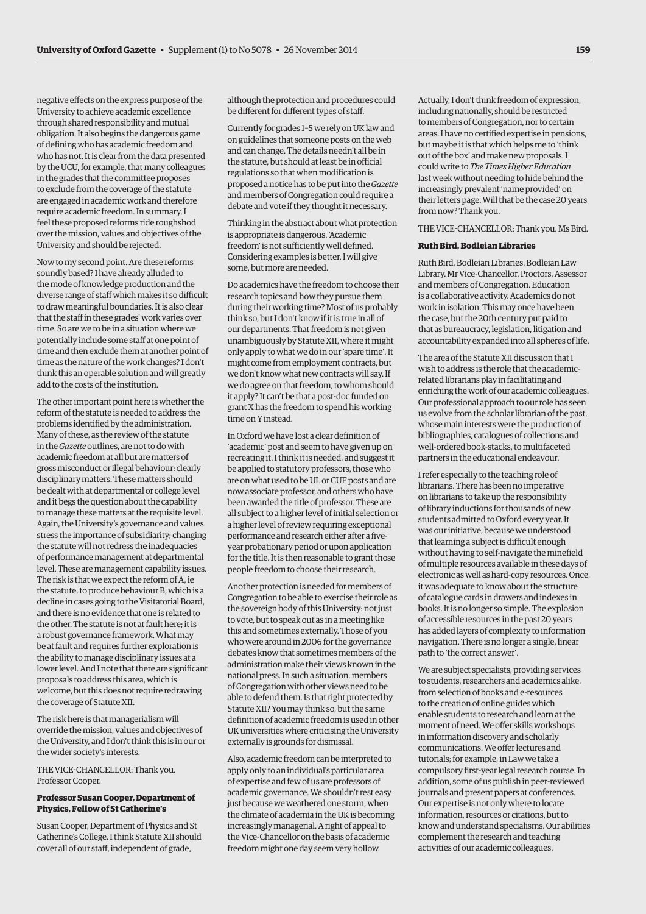negative effects on the express purpose of the University to achieve academic excellence through shared responsibility and mutual obligation. It also begins the dangerous game of defining who has academic freedom and who has not. It is clear from the data presented by the UCU, for example, that many colleagues in the grades that the committee proposes to exclude from the coverage of the statute are engaged in academic work and therefore require academic freedom. In summary, I feel these proposed reforms ride roughshod over the mission, values and objectives of the University and should be rejected.

Now to my second point. Are these reforms soundly based? I have already alluded to the mode of knowledge production and the diverse range of staff which makes it so difficult to draw meaningful boundaries. It is also clear that the staff in these grades' work varies over time. So are we to be in a situation where we potentially include some staff at one point of time and then exclude them at another point of time as the nature of the work changes? I don't think this an operable solution and will greatly add to the costs of the institution.

The other important point here is whether the reform of the statute is needed to address the problems identified by the administration. Many of these, as the review of the statute in the *Gazette* outlines, are not to do with academic freedom at all but are matters of gross misconduct or illegal behaviour: clearly disciplinary matters. These matters should be dealt with at departmental or college level and it begs the question about the capability to manage these matters at the requisite level. Again, the University's governance and values stress the importance of subsidiarity; changing the statute will not redress the inadequacies of performance management at departmental level. These are management capability issues. The risk is that we expect the reform of A, ie the statute, to produce behaviour B, which is a decline in cases going to the Visitatorial Board, and there is no evidence that one is related to the other. The statute is not at fault here; it is a robust governance framework. What may be at fault and requires further exploration is the ability to manage disciplinary issues at a lower level. And I note that there are significant proposals to address this area, which is welcome, but this does not require redrawing the coverage of Statute XII.

The risk here is that managerialism will override the mission, values and objectives of the University, and I don't think this is in our or the wider society's interests.

THE VICE-CHANCELLOR: Thank you. Professor Cooper.

**Professor Susan Cooper, Department of Physics, Fellow of St Catherine's**

Susan Cooper, Department of Physics and St Catherine's College. I think Statute XII should cover all of our staff, independent of grade, although the protection and procedures could be different for different types of staff.

Currently for grades 1–5 we rely on UK law and on guidelines that someone posts on the web and can change. The details needn't all be in the statute, but should at least be in official regulations so that when modification is proposed a notice has to be put into the *Gazette* and members of Congregation could require a debate and vote if they thought it necessary.

Thinking in the abstract about what protection is appropriate is dangerous. 'Academic freedom' is not sufficiently well defined. Considering examples is better. I will give some, but more are needed.

Do academics have the freedom to choose their research topics and how they pursue them during their working time? Most of us probably think so, but I don't know if it is true in all of our departments. That freedom is not given unambiguously by Statute XII, where it might only apply to what we do in our 'spare time'. It might come from employment contracts, but we don't know what new contracts will say. If we do agree on that freedom, to whom should it apply? It can't be that a post-doc funded on grant X has the freedom to spend his working time on Y instead.

In Oxford we have lost a clear definition of 'academic' post and seem to have given up on recreating it. I think it is needed, and suggest it be applied to statutory professors, those who are on what used to be UL or CUF posts and are now associate professor, and others who have been awarded the title of professor. These are all subject to a higher level of initial selection or a higher level of review requiring exceptional performance and research either after a five-year probationary period or upon application for the title. It is then reasonable to grant those people freedom to choose their research.

Another protection is needed for members of Congregation to be able to exercise their role as the sovereign body of this University: not just to vote, but to speak out as in a meeting like this and sometimes externally. Those of you who were around in 2006 for the governance debates know that sometimes members of the administration make their views known in the national press. In such a situation, members of Congregation with other views need to be able to defend them. Is that right protected by Statute XII? You may think so, but the same definition of academic freedom is used in other UK universities where criticising the University externally is grounds for dismissal.

Also, academic freedom can be interpreted to apply only to an individual's particular area of expertise and few of us are professors of academic governance. We shouldn't rest easy just because we weathered one storm, when the climate of academia in the UK is becoming increasingly managerial. A right of appeal to the Vice-Chancellor on the basis of academic freedom might one day seem very hollow.

Actually, I don't think freedom of expression, including nationally, should be restricted to members of Congregation, nor to certain areas. I have no certified expertise in pensions, but maybe it is that which helps me to 'think out of the box' and make new proposals. I could write to *The Times Higher Education* last week without needing to hide behind the increasingly prevalent 'name provided' on their letters page. Will that be the case 20 years from now? Thank you.

THE VICE-CHANCELLOR: Thank you. Ms Bird.

**Ruth Bird, Bodleian Libraries**

Ruth Bird, Bodleian Libraries, Bodleian Law Library. Mr Vice-Chancellor, Proctors, Assessor and members of Congregation. Education is a collaborative activity. Academics do not work in isolation. This may once have been the case, but the 20th century put paid to that as bureaucracy, legislation, litigation and accountability expanded into all spheres of life.

The area of the Statute XII discussion that I wish to address is the role that the academic-related librarians play in facilitating and enriching the work of our academic colleagues. Our professional approach to our role has seen us evolve from the scholar librarian of the past, whose main interests were the production of bibliographies, catalogues of collections and well-ordered book-stacks, to multifaceted partners in the educational endeavour.

I refer especially to the teaching role of librarians. There has been no imperative on librarians to take up the responsibility of library inductions for thousands of new students admitted to Oxford every year. It was our initiative, because we understood that learning a subject is difficult enough without having to self-navigate the minefield of multiple resources available in these days of electronic as well as hard-copy resources. Once, it was adequate to know about the structure of catalogue cards in drawers and indexes in books. It is no longer so simple. The explosion of accessible resources in the past 20 years has added layers of complexity to information navigation. There is no longer a single, linear path to 'the correct answer'.

We are subject specialists, providing services to students, researchers and academics alike, from selection of books and e-resources to the creation of online guides which enable students to research and learn at the moment of need. We offer skills workshops in information discovery and scholarly communications. We offer lectures and tutorials; for example, in Law we take a compulsory first-year legal research course. In addition, some of us publish in peer-reviewed journals and present papers at conferences. Our expertise is not only where to locate information, resources or citations, but to know and understand specialisms. Our abilities complement the research and teaching activities of our academic colleagues.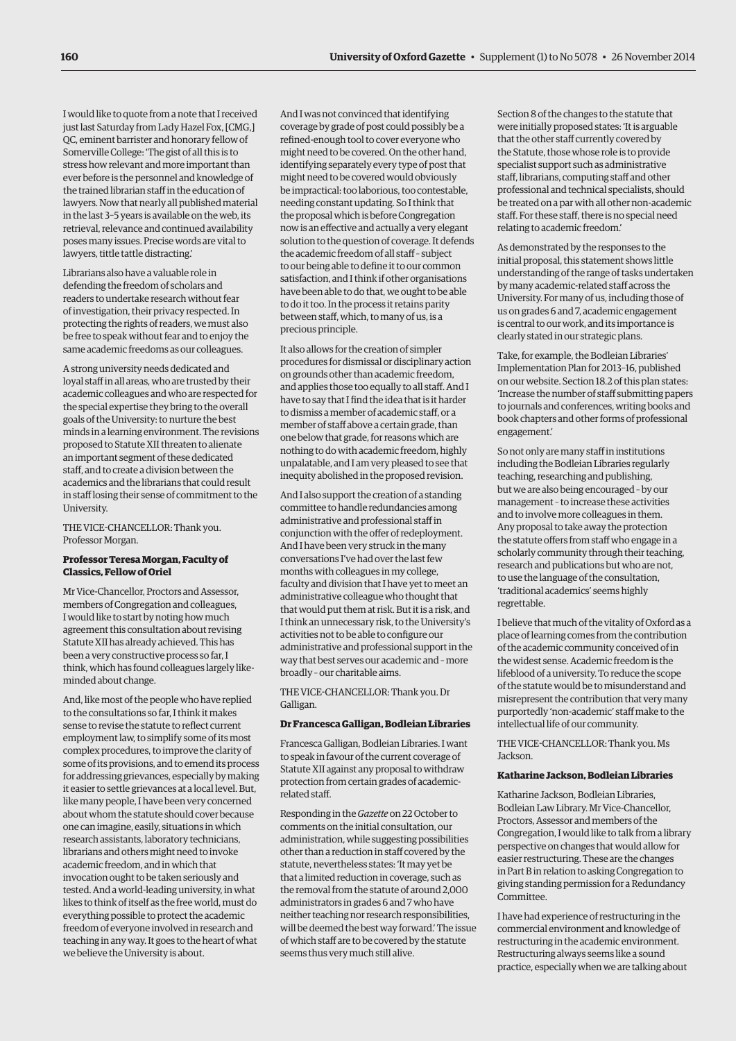I would like to quote from a note that I received just last Saturday from Lady Hazel Fox, [CMG,] QC, eminent barrister and honorary fellow of Somerville College: 'The gist of all this is to stress how relevant and more important than ever before is the personnel and knowledge of the trained librarian staff in the education of lawyers. Now that nearly all published material in the last 3–5 years is available on the web, its retrieval, relevance and continued availability poses many issues. Precise words are vital to lawyers, tittle tattle distracting.'

Librarians also have a valuable role in defending the freedom of scholars and readers to undertake research without fear of investigation, their privacy respected. In protecting the rights of readers, we must also be free to speak without fear and to enjoy the same academic freedoms as our colleagues.

A strong university needs dedicated and loyal staff in all areas, who are trusted by their academic colleagues and who are respected for the special expertise they bring to the overall goals of the University: to nurture the best minds in a learning environment. The revisions proposed to Statute XII threaten to alienate an important segment of these dedicated staff, and to create a division between the academics and the librarians that could result in staff losing their sense of commitment to the University.

THE VICE-CHANCELLOR: Thank you. Professor Morgan.

**Professor Teresa Morgan, Faculty of Classics, Fellow of Oriel**

Mr Vice-Chancellor, Proctors and Assessor, members of Congregation and colleagues, I would like to start by noting how much agreement this consultation about revising Statute XII has already achieved. This has been a very constructive process so far, I think, which has found colleagues largely like-minded about change.

And, like most of the people who have replied to the consultations so far, I think it makes sense to revise the statute to reflect current employment law, to simplify some of its most complex procedures, to improve the clarity of some of its provisions, and to emend its process for addressing grievances, especially by making it easier to settle grievances at a local level. But, like many people, I have been very concerned about whom the statute should cover because one can imagine, easily, situations in which research assistants, laboratory technicians, librarians and others might need to invoke academic freedom, and in which that invocation ought to be taken seriously and tested. And a world-leading university, in what likes to think of itself as the free world, must do everything possible to protect the academic freedom of everyone involved in research and teaching in any way. It goes to the heart of what we believe the University is about.

And I was not convinced that identifying coverage by grade of post could possibly be a refined-enough tool to cover everyone who might need to be covered. On the other hand, identifying separately every type of post that might need to be covered would obviously be impractical: too laborious, too contestable, needing constant updating. So I think that the proposal which is before Congregation now is an effective and actually a very elegant solution to the question of coverage. It defends the academic freedom of all staff – subject to our being able to define it to our common satisfaction, and I think if other organisations have been able to do that, we ought to be able to do it too. In the process it retains parity between staff, which, to many of us, is a precious principle.

It also allows for the creation of simpler procedures for dismissal or disciplinary action on grounds other than academic freedom, and applies those too equally to all staff. And I have to say that I find the idea that is it harder to dismiss a member of academic staff, or a member of staff above a certain grade, than one below that grade, for reasons which are nothing to do with academic freedom, highly unpalatable, and I am very pleased to see that inequity abolished in the proposed revision.

And I also support the creation of a standing committee to handle redundancies among administrative and professional staff in conjunction with the offer of redeployment. And I have been very struck in the many conversations I've had over the last few months with colleagues in my college, faculty and division that I have yet to meet an administrative colleague who thought that that would put them at risk. But it is a risk, and I think an unnecessary risk, to the University's activities not to be able to configure our administrative and professional support in the way that best serves our academic and – more broadly – our charitable aims.

THE VICE-CHANCELLOR: Thank you. Dr Galligan.

**Dr Francesca Galligan, Bodleian Libraries**

Francesca Galligan, Bodleian Libraries. I want to speak in favour of the current coverage of Statute XII against any proposal to withdraw protection from certain grades of academic-related staff.

Responding in the *Gazette* on 22 October to comments on the initial consultation, our administration, while suggesting possibilities other than a reduction in staff covered by the statute, nevertheless states: 'It may yet be that a limited reduction in coverage, such as the removal from the statute of around 2,000 administrators in grades 6 and 7 who have neither teaching nor research responsibilities, will be deemed the best way forward.' The issue of which staff are to be covered by the statute seems thus very much still alive.

Section 8 of the changes to the statute that were initially proposed states: 'It is arguable that the other staff currently covered by the Statute, those whose role is to provide specialist support such as administrative staff, librarians, computing staff and other professional and technical specialists, should be treated on a par with all other non-academic staff. For these staff, there is no special need relating to academic freedom.'

As demonstrated by the responses to the initial proposal, this statement shows little understanding of the range of tasks undertaken by many academic-related staff across the University. For many of us, including those of us on grades 6 and 7, academic engagement is central to our work, and its importance is clearly stated in our strategic plans.

Take, for example, the Bodleian Libraries' Implementation Plan for 2013–16, published on our website. Section 18.2 of this plan states: 'Increase the number of staff submitting papers to journals and conferences, writing books and book chapters and other forms of professional engagement.'

So not only are many staff in institutions including the Bodleian Libraries regularly teaching, researching and publishing, but we are also being encouraged – by our management – to increase these activities and to involve more colleagues in them. Any proposal to take away the protection the statute offers from staff who engage in a scholarly community through their teaching, research and publications but who are not, to use the language of the consultation, 'traditional academics' seems highly regrettable.

I believe that much of the vitality of Oxford as a place of learning comes from the contribution of the academic community conceived of in the widest sense. Academic freedom is the lifeblood of a university. To reduce the scope of the statute would be to misunderstand and misrepresent the contribution that very many purportedly 'non-academic' staff make to the intellectual life of our community.

THE VICE-CHANCELLOR: Thank you. Ms Jackson.

**Katharine Jackson, Bodleian Libraries**

Katharine Jackson, Bodleian Libraries, Bodleian Law Library. Mr Vice-Chancellor, Proctors, Assessor and members of the Congregation, I would like to talk from a library perspective on changes that would allow for easier restructuring. These are the changes in Part B in relation to asking Congregation to giving standing permission for a Redundancy Committee.

I have had experience of restructuring in the commercial environment and knowledge of restructuring in the academic environment. Restructuring always seems like a sound practice, especially when we are talking about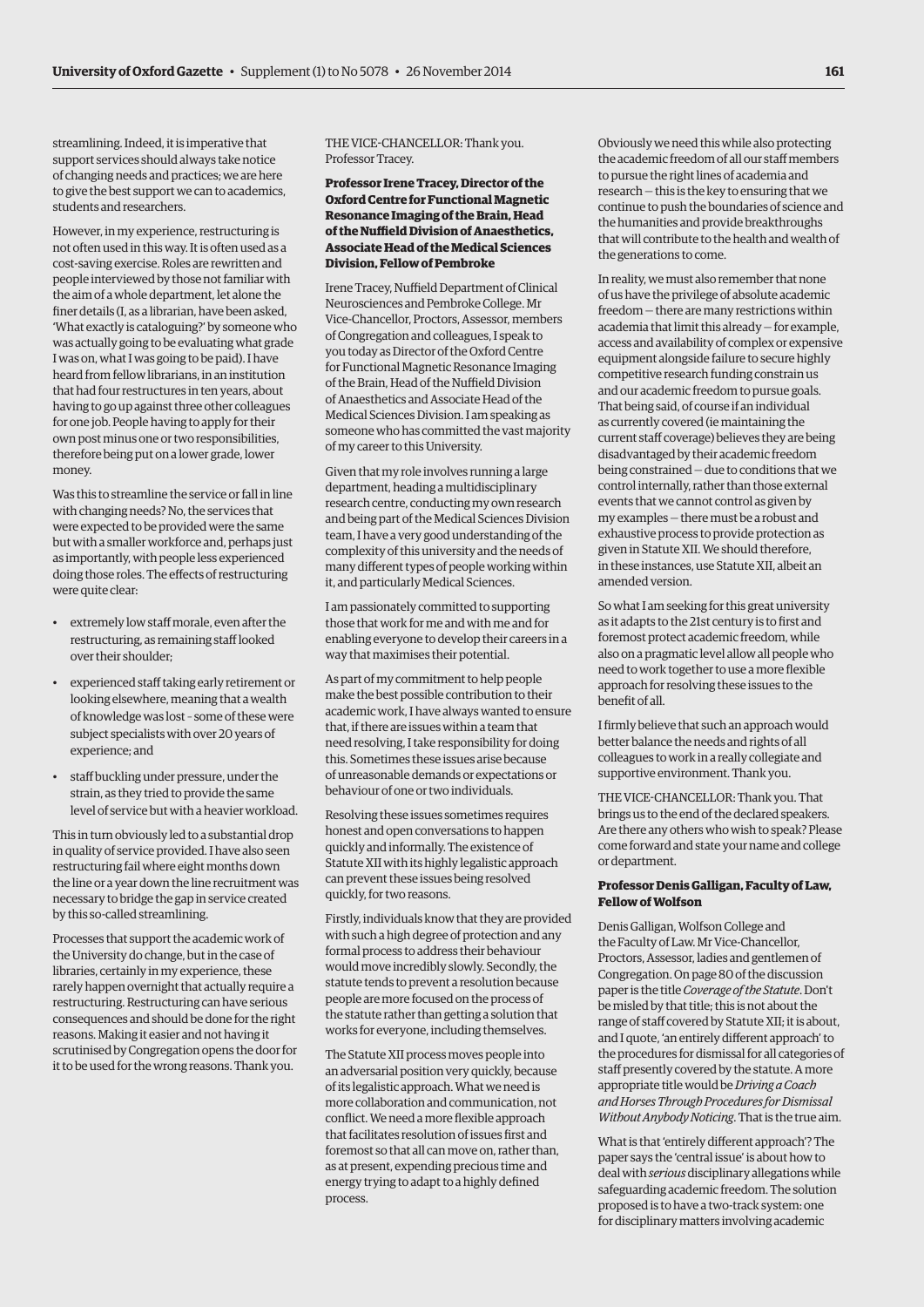streamlining. Indeed, it is imperative that support services should always take notice of changing needs and practices; we are here to give the best support we can to academics, students and researchers.

However, in my experience, restructuring is not often used in this way. It is often used as a cost-saving exercise. Roles are rewritten and people interviewed by those not familiar with the aim of a whole department, let alone the finer details (I, as a librarian, have been asked, 'What exactly is cataloguing?' by someone who was actually going to be evaluating what grade I was on, what I was going to be paid). I have heard from fellow librarians, in an institution that had four restructures in ten years, about having to go up against three other colleagues for one job. People having to apply for their own post minus one or two responsibilities, therefore being put on a lower grade, lower money.

Was this to streamline the service or fall in line with changing needs? No, the services that were expected to be provided were the same but with a smaller workforce and, perhaps just as importantly, with people less experienced doing those roles. The effects of restructuring were quite clear:

- extremely low staff morale, even after the restructuring, as remaining staff looked over their shoulder;
- experienced staff taking early retirement or looking elsewhere, meaning that a wealth of knowledge was lost – some of these were subject specialists with over 20 years of experience; and
- staff buckling under pressure, under the strain, as they tried to provide the same level of service but with a heavier workload.

This in turn obviously led to a substantial drop in quality of service provided. I have also seen restructuring fail where eight months down the line or a year down the line recruitment was necessary to bridge the gap in service created by this so-called streamlining.

Processes that support the academic work of the University do change, but in the case of libraries, certainly in my experience, these rarely happen overnight that actually require a restructuring. Restructuring can have serious consequences and should be done for the right reasons. Making it easier and not having it scrutinised by Congregation opens the door for it to be used for the wrong reasons. Thank you.

THE VICE-CHANCELLOR: Thank you. Professor Tracey.

**Professor Irene Tracey, Director of the Oxford Centre for Functional Magnetic Resonance Imaging of the Brain, Head of the Nuffield Division of Anaesthetics, Associate Head of the Medical Sciences Division, Fellow of Pembroke**

Irene Tracey, Nuffield Department of Clinical Neurosciences and Pembroke College. Mr Vice-Chancellor, Proctors, Assessor, members of Congregation and colleagues, I speak to you today as Director of the Oxford Centre for Functional Magnetic Resonance Imaging of the Brain, Head of the Nuffield Division of Anaesthetics and Associate Head of the Medical Sciences Division. I am speaking as someone who has committed the vast majority of my career to this University.

Given that my role involves running a large department, heading a multidisciplinary research centre, conducting my own research and being part of the Medical Sciences Division team, I have a very good understanding of the complexity of this university and the needs of many different types of people working within it, and particularly Medical Sciences.

I am passionately committed to supporting those that work for me and with me and for enabling everyone to develop their careers in a way that maximises their potential.

As part of my commitment to help people make the best possible contribution to their academic work, I have always wanted to ensure that, if there are issues within a team that need resolving, I take responsibility for doing this. Sometimes these issues arise because of unreasonable demands or expectations or behaviour of one or two individuals.

Resolving these issues sometimes requires honest and open conversations to happen quickly and informally. The existence of Statute XII with its highly legalistic approach can prevent these issues being resolved quickly, for two reasons.

Firstly, individuals know that they are provided with such a high degree of protection and any formal process to address their behaviour would move incredibly slowly. Secondly, the statute tends to prevent a resolution because people are more focused on the process of the statute rather than getting a solution that works for everyone, including themselves.

The Statute XII process moves people into an adversarial position very quickly, because of its legalistic approach. What we need is more collaboration and communication, not conflict. We need a more flexible approach that facilitates resolution of issues first and foremost so that all can move on, rather than, as at present, expending precious time and energy trying to adapt to a highly defined process.

Obviously we need this while also protecting the academic freedom of all our staff members to pursue the right lines of academia and research – this is the key to ensuring that we continue to push the boundaries of science and the humanities and provide breakthroughs that will contribute to the health and wealth of the generations to come.

In reality, we must also remember that none of us have the privilege of absolute academic freedom – there are many restrictions within academia that limit this already – for example, access and availability of complex or expensive equipment alongside failure to secure highly competitive research funding constrain us and our academic freedom to pursue goals. That being said, of course if an individual as currently covered (ie maintaining the current staff coverage) believes they are being disadvantaged by their academic freedom being constrained – due to conditions that we control internally, rather than those external events that we cannot control as given by my examples – there must be a robust and exhaustive process to provide protection as given in Statute XII. We should therefore, in these instances, use Statute XII, albeit an amended version.

So what I am seeking for this great university as it adapts to the 21st century is to first and foremost protect academic freedom, while also on a pragmatic level allow all people who need to work together to use a more flexible approach for resolving these issues to the benefit of all.

I firmly believe that such an approach would better balance the needs and rights of all colleagues to work in a really collegiate and supportive environment. Thank you.

THE VICE-CHANCELLOR: Thank you. That brings us to the end of the declared speakers. Are there any others who wish to speak? Please come forward and state your name and college or department.

**Professor Denis Galligan, Faculty of Law, Fellow of Wolfson**

Denis Galligan, Wolfson College and the Faculty of Law. Mr Vice-Chancellor, Proctors, Assessor, ladies and gentlemen of Congregation. On page 80 of the discussion paper is the title *Coverage of the Statute*. Don't be misled by that title; this is not about the range of staff covered by Statute XII; it is about, and I quote, 'an entirely different approach' to the procedures for dismissal for all categories of staff presently covered by the statute. A more appropriate title would be *Driving a Coach and Horses Through Procedures for Dismissal Without Anybody Noticing*. That is the true aim.

What is that 'entirely different approach'? The paper says the 'central issue' is about how to deal with *serious* disciplinary allegations while safeguarding academic freedom. The solution proposed is to have a two-track system: one for disciplinary matters involving academic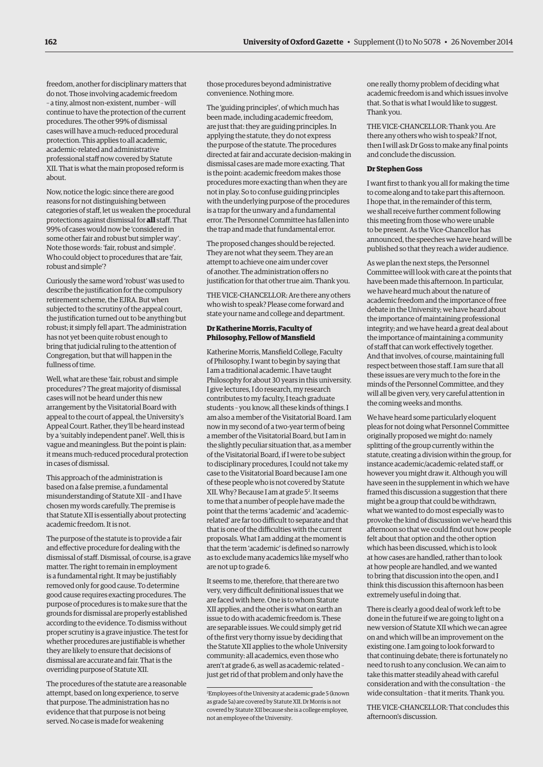freedom, another for disciplinary matters that do not. Those involving academic freedom – a tiny, almost non-existent, number – will continue to have the protection of the current procedures. The other 99% of dismissal cases will have a much-reduced procedural protection. This applies to all academic, academic-related and administrative professional staff now covered by Statute XII. That is what the main proposed reform is about.

Now, notice the logic: since there are good reasons for not distinguishing between categories of staff, let us weaken the procedural protections against dismissal for **all** staff. That 99% of cases would now be 'considered in some other fair and robust but simpler way'. Note those words: 'fair, robust and simple'. Who could object to procedures that are 'fair, robust and simple'?

Curiously the same word 'robust' was used to describe the justification for the compulsory retirement scheme, the EJRA. But when subjected to the scrutiny of the appeal court, the justification turned out to be anything but robust; it simply fell apart. The administration has not yet been quite robust enough to bring that judicial ruling to the attention of Congregation, but that will happen in the fullness of time.

Well, what are these 'fair, robust and simple procedures'? The great majority of dismissal cases will not be heard under this new arrangement by the Visitatorial Board with appeal to the court of appeal, the University's Appeal Court. Rather, they'll be heard instead by a 'suitably independent panel'. Well, this is vague and meaningless. But the point is plain: it means much-reduced procedural protection in cases of dismissal.

This approach of the administration is based on a false premise, a fundamental misunderstanding of Statute XII – and I have chosen my words carefully. The premise is that Statute XII is essentially about protecting academic freedom. It is not.

The purpose of the statute is to provide a fair and effective procedure for dealing with the dismissal of staff. Dismissal, of course, is a grave matter. The right to remain in employment is a fundamental right. It may be justifiably removed only for good cause. To determine good cause requires exacting procedures. The purpose of procedures is to make sure that the grounds for dismissal are properly established according to the evidence. To dismiss without proper scrutiny is a grave injustice. The test for whether procedures are justifiable is whether they are likely to ensure that decisions of dismissal are accurate and fair. That is the overriding purpose of Statute XII.

The procedures of the statute are a reasonable attempt, based on long experience, to serve that purpose. The administration has no evidence that that purpose is not being served. No case is made for weakening those procedures beyond administrative convenience. Nothing more.

The 'guiding principles', of which much has been made, including academic freedom, are just that: they are guiding principles. In applying the statute, they do not express the purpose of the statute. The procedures directed at fair and accurate decision-making in dismissal cases are made more exacting. That is the point: academic freedom makes those procedures more exacting than when they are not in play. So to confuse guiding principles with the underlying purpose of the procedures is a trap for the unwary and a fundamental error. The Personnel Committee has fallen into the trap and made that fundamental error.

The proposed changes should be rejected. They are not what they seem. They are an attempt to achieve one aim under cover of another. The administration offers no justification for that other true aim. Thank you.

THE VICE-CHANCELLOR: Are there any others who wish to speak? Please come forward and state your name and college and department.

**Dr Katherine Morris, Faculty of Philosophy, Fellow of Mansfield**

Katherine Morris, Mansfield College, Faculty of Philosophy. I want to begin by saying that I am a traditional academic. I have taught Philosophy for about 30 years in this university. I give lectures, I do research, my research contributes to my faculty, I teach graduate students – you know, all these kinds of things. I am also a member of the Visitatorial Board. I am now in my second of a two-year term of being a member of the Visitatorial Board, but I am in the slightly peculiar situation that, as a member of the Visitatorial Board, if I were to be subject to disciplinary procedures, I could not take my case to the Visitatorial Board because I am one of these people who is not covered by Statute XII. Why? Because I am at grade 5[2]. It seems to me that a number of people have made the point that the terms 'academic' and 'academic-related' are far too difficult to separate and that that is one of the difficulties with the current proposals. What I am adding at the moment is that the term 'academic' is defined so narrowly as to exclude many academics like myself who are not up to grade 6.

It seems to me, therefore, that there are two very, very difficult definitional issues that we are faced with here. One is to whom Statute XII applies, and the other is what on earth an issue to do with academic freedom is. These are separable issues. We could simply get rid of the first very thorny issue by deciding that the Statute XII applies to the whole University community: all academics, even those who aren't at grade 6, as well as academic-related – just get rid of that problem and only have the one really thorny problem of deciding what academic freedom is and which issues involve that. So that is what I would like to suggest. Thank you.

THE VICE-CHANCELLOR: Thank you. Are there any others who wish to speak? If not, then I will ask Dr Goss to make any final points and conclude the discussion.

**Dr Stephen Goss**

I want first to thank you all for making the time to come along and to take part this afternoon. I hope that, in the remainder of this term, we shall receive further comment following this meeting from those who were unable to be present. As the Vice-Chancellor has announced, the speeches we have heard will be published so that they reach a wider audience.

As we plan the next steps, the Personnel Committee will look with care at the points that have been made this afternoon. In particular, we have heard much about the nature of academic freedom and the importance of free debate in the University; we have heard about the importance of maintaining professional integrity; and we have heard a great deal about the importance of maintaining a community of staff that can work effectively together. And that involves, of course, maintaining full respect between those staff. I am sure that all these issues are very much to the fore in the minds of the Personnel Committee, and they will all be given very, very careful attention in the coming weeks and months.

We have heard some particularly eloquent pleas for not doing what Personnel Committee originally proposed we might do: namely splitting of the group currently within the statute, creating a division within the group, for instance academic/academic-related staff, or however you might draw it. Although you will have seen in the supplement in which we have framed this discussion a suggestion that there might be a group that could be withdrawn, what we wanted to do most especially was to provoke the kind of discussion we've heard this afternoon so that we could find out how people felt about that option and the other option which has been discussed, which is to look at how cases are handled, rather than to look at how people are handled, and we wanted to bring that discussion into the open, and I think this discussion this afternoon has been extremely useful in doing that.

There is clearly a good deal of work left to be done in the future if we are going to light on a new version of Statute XII which we can agree on and which will be an improvement on the existing one. I am going to look forward to that continuing debate; there is fortunately no need to rush to any conclusion. We can aim to take this matter steadily ahead with careful consideration and with the consultation – the wide consultation – that it merits. Thank you.

THE VICE-CHANCELLOR: That concludes this afternoon's discussion.

---

[2] Employees of the University at academic grade 5 (known as grade 5a) are covered by Statute XII. Dr Morris is not covered by Statute XII because she is a college employee, not an employee of the University.